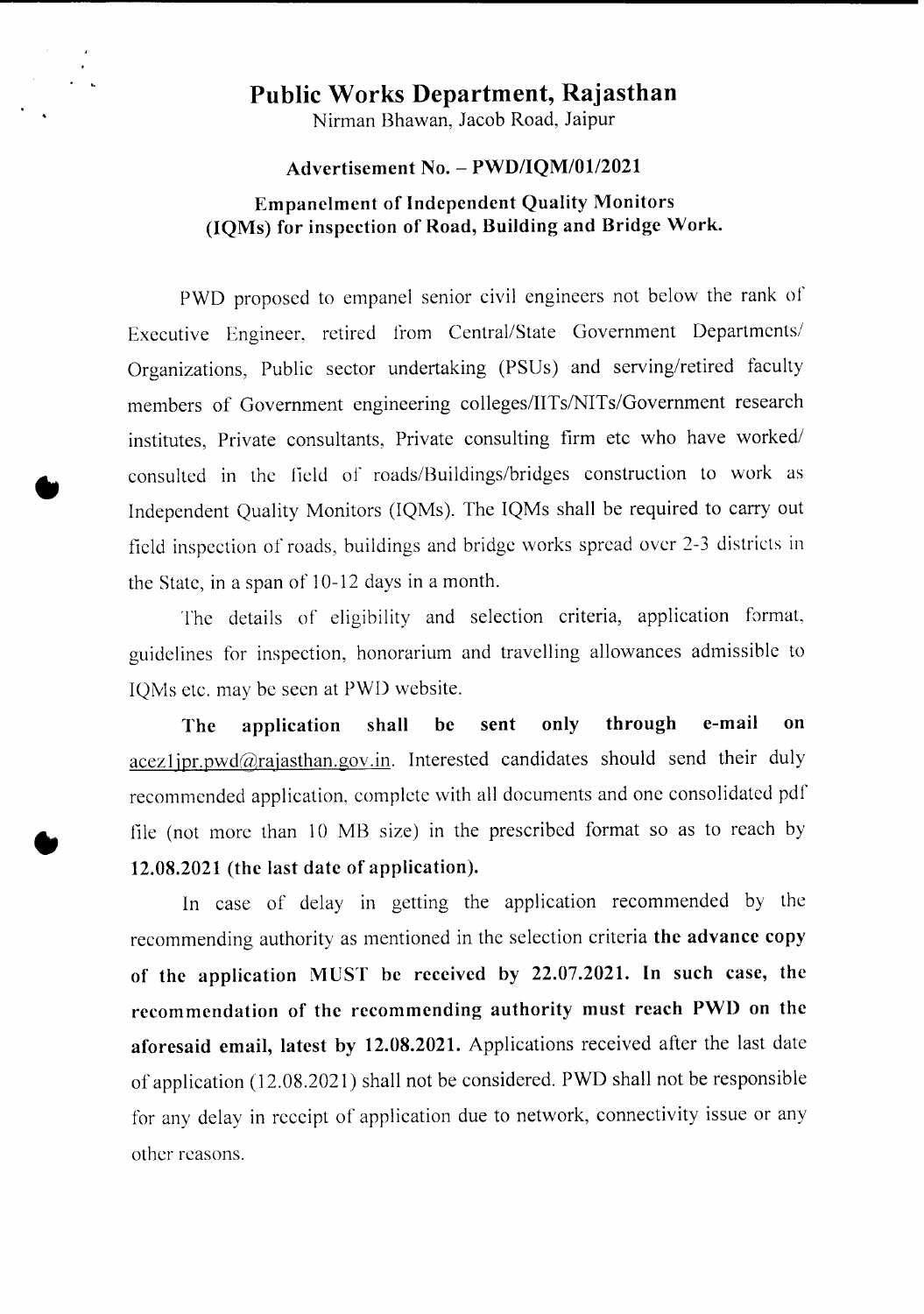# Public Works Department, Rajasthan

Nirman Bhawan, Jacob Road, Jaipur

## Advertisement No. – PWD/IQM/01/2021

## Empanelment of Independent Quality Monitors (IQMs) for inspection of Road, Building and Bridge Work.

PWD proposed to empanel senior civil engineers not below the rank of Executive Engineer, retired from Central/State Government Departments/ Organizations, Public sector undertaking (PSUs) and serving/retired faculty members of Government engineering colleges/IITs/NITs/Government research institutes, Private consultants, Private consulting firm etc who have worked/ consulted in the field of roads/Buildings/bridges construction to work as Independent Quality Monitors (IQMs). The IQMs shall be required to carry out field inspection of roads, buildings and bridge works spread over 2-3 districts in the State, in a span of 10-12 days in a month.

The details of eligibility and selection criteria, application format, guidelines for inspection, honorarium and travelling allowances admissible to IQMs etc. may be seen at PWD website.

**The application shall be sent only through e-mail on** acez1jpr.pwd@rajasthan.gov.in. Interested candidates should send their duly recommended application, complete with all documents and one consolidated pdf file (not more than 10 MB size) in the prescribed format so as to reach by **12.08.2021 (the last date of application).**

In case of delay in getting the application recommended by the recommending authority as mentioned in the selection criteria **the advance copy of the application MUST be received by 22.07.2021. In such case, the recommendation of the recommending authority must reach PWD on the aforesaid email, latest by 12.08.2021.** Applications received after the last date of application (12.08.2021) shall not be considered. PWD shall not be responsible for any delay in receipt of application due to network, connectivity issue or any other reasons.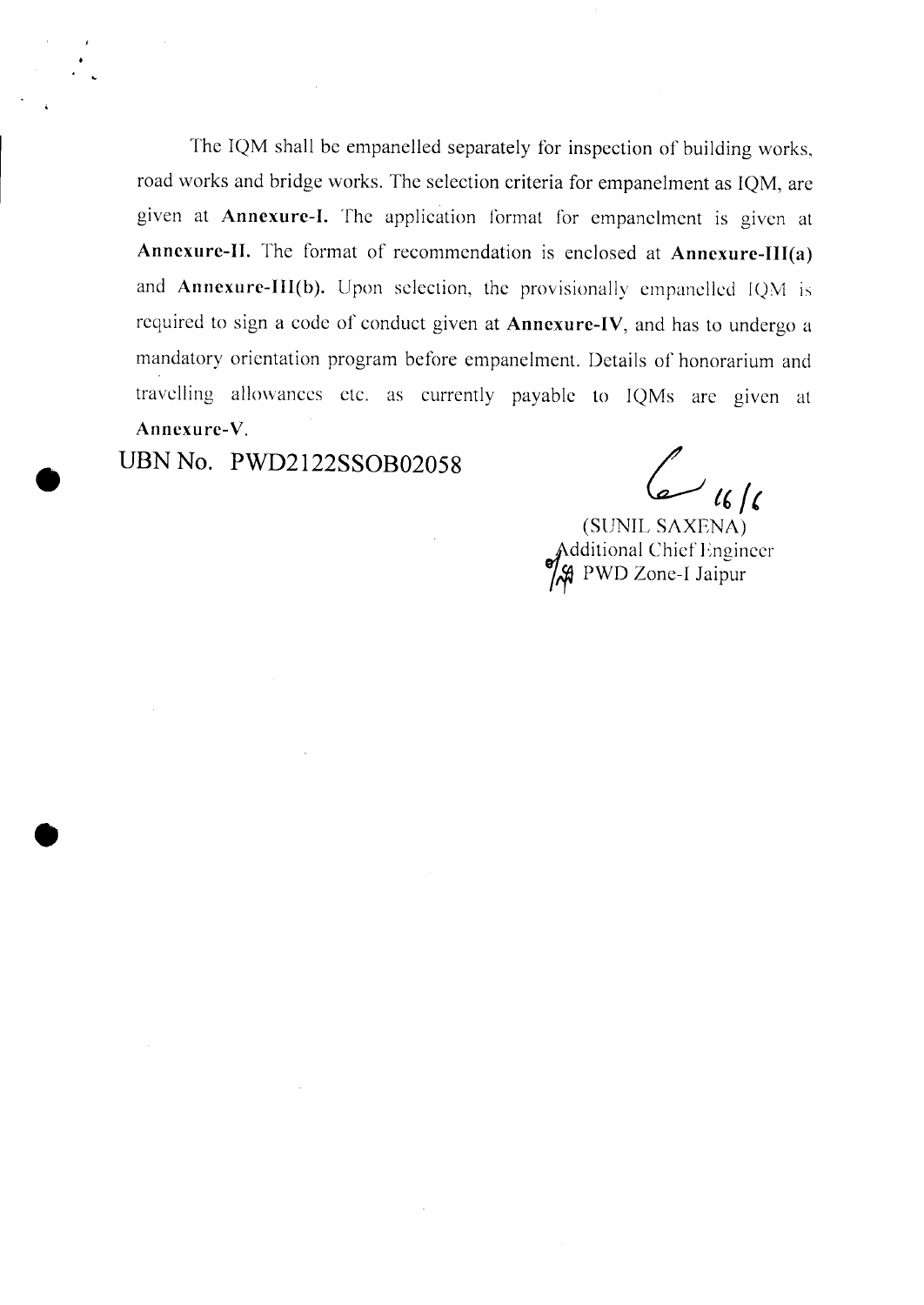The IQM shall be empanelled separately for inspection of building works, road works and bridge works. The selection criteria for empanelment as IQM, are given at **Annexure-I.** The application format for empanelment is given at **Annexure-II.** The format of recommendation is enclosed at **Annexure-III(a)** and **Annexure-III(b).** Upon selection, the provisionally empanelled IQM is required to sign a code of conduct given at **Annexure-IV**, and has to undergo a mandatory orientation program before empanelment. Details of honorarium and travelling allowances etc. as currently payable to IQMs are given at **Annexure-V.**

UBN No. PWD2122SSOB02058

16/6

(SUNIL SAXENA)
Additional Chief Engineer
PWD Zone-I Jaipur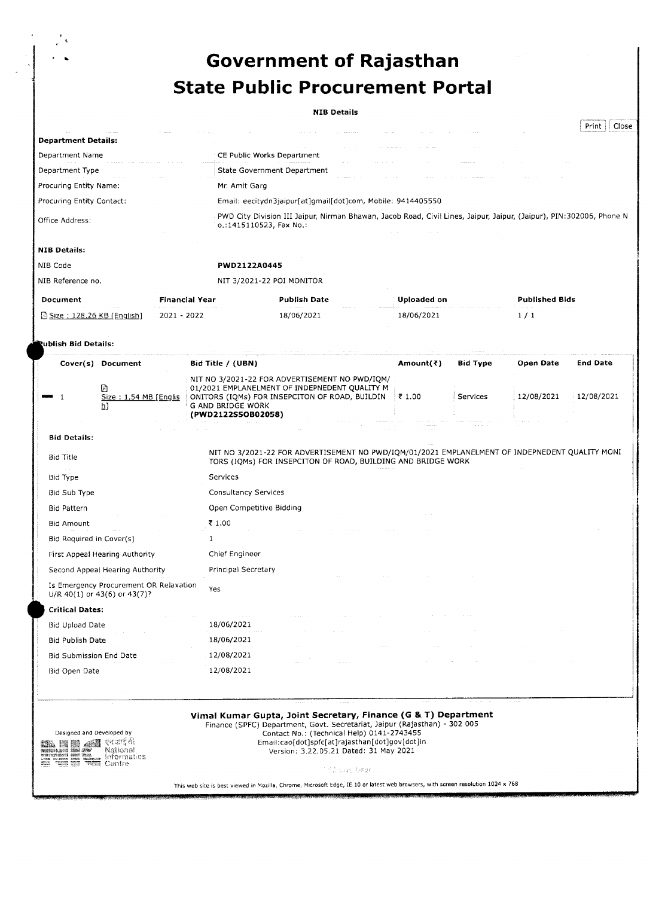# Government of Rajasthan
# State Public Procurement Portal

**NIB Details**

Print | Close

**Department Details:**

| | |
|---|---|
| Department Name | CE Public Works Department |
| Department Type | State Government Department |
| Procuring Entity Name: | Mr. Amit Garg |
| Procuring Entity Contact: | Email: eecitydn3jaipur[at]gmail[dot]com, Mobile: 9414405550 |
| Office Address: | PWD City Division III Jaipur, Nirman Bhawan, Jacob Road, Civil Lines, Jaipur, Jaipur, (Jaipur), PIN:302006, Phone No.:1415110523, Fax No.: |

**NIB Details:**

| | |
|---|---|
| NIB Code | **PWD2122A0445** |
| NIB Reference no. | NIT 3/2021-22 POI MONITOR |

| Document | Financial Year | Publish Date | Uploaded on | Published Bids |
|---|---|---|---|---|
| Size : 128.26 KB [English] | 2021 - 2022 | 18/06/2021 | 18/06/2021 | 1 / 1 |

**Publish Bid Details:**

| Cover(s) | Document | Bid Title / (UBN) | Amount(₹) | Bid Type | Open Date | End Date |
|---|---|---|---|---|---|---|
| 1 | Size : 1.54 MB [English] | NIT NO 3/2021-22 FOR ADVERTISEMENT NO PWD/IQM/01/2021 EMPLANELMENT OF INDEPNEDENT QUALITY MONITORS (IQMs) FOR INSEPCITON OF ROAD, BUILDING AND BRIDGE WORK **(PWD2122SSOB02058)** | ₹ 1.00 | Services | 12/08/2021 | 12/08/2021 |

**Bid Details:**

| | |
|---|---|
| Bid Title | NIT NO 3/2021-22 FOR ADVERTISEMENT NO PWD/IQM/01/2021 EMPLANELMENT OF INDEPNEDENT QUALITY MONITORS (IQMs) FOR INSEPCITON OF ROAD, BUILDING AND BRIDGE WORK |
| Bid Type | Services |
| Bid Sub Type | Consultancy Services |
| Bid Pattern | Open Competitive Bidding |
| Bid Amount | ₹ 1.00 |
| Bid Required in Cover(s) | 1 |
| First Appeal Hearing Authority | Chief Engineer |
| Second Appeal Hearing Authority | Principal Secretary |
| Is Emergency Procurement OR Relaxation U/R 40(1) or 43(6) or 43(7)? | Yes |

**Critical Dates:**

| | |
|---|---|
| Bid Upload Date | 18/06/2021 |
| Bid Publish Date | 18/06/2021 |
| Bid Submission End Date | 12/08/2021 |
| Bid Open Date | 12/08/2021 |

**Vimal Kumar Gupta, Joint Secretary, Finance (G & T) Department**
Finance (SPFC) Department, Govt. Secretariat, Jaipur (Rajasthan) - 302 005
Contact No.: (Technical Help) 0141-2743455
Email:cao[dot]spfc[at]rajasthan[dot]gov[dot]in
Version: 3.22.05.21 Dated: 31 May 2021

Designed and Developed by
एन आई सी National Informatics Centre

This web site is best viewed in Mozilla, Chrome, Microsoft Edge, IE 10 or latest web browsers, with screen resolution 1024 x 768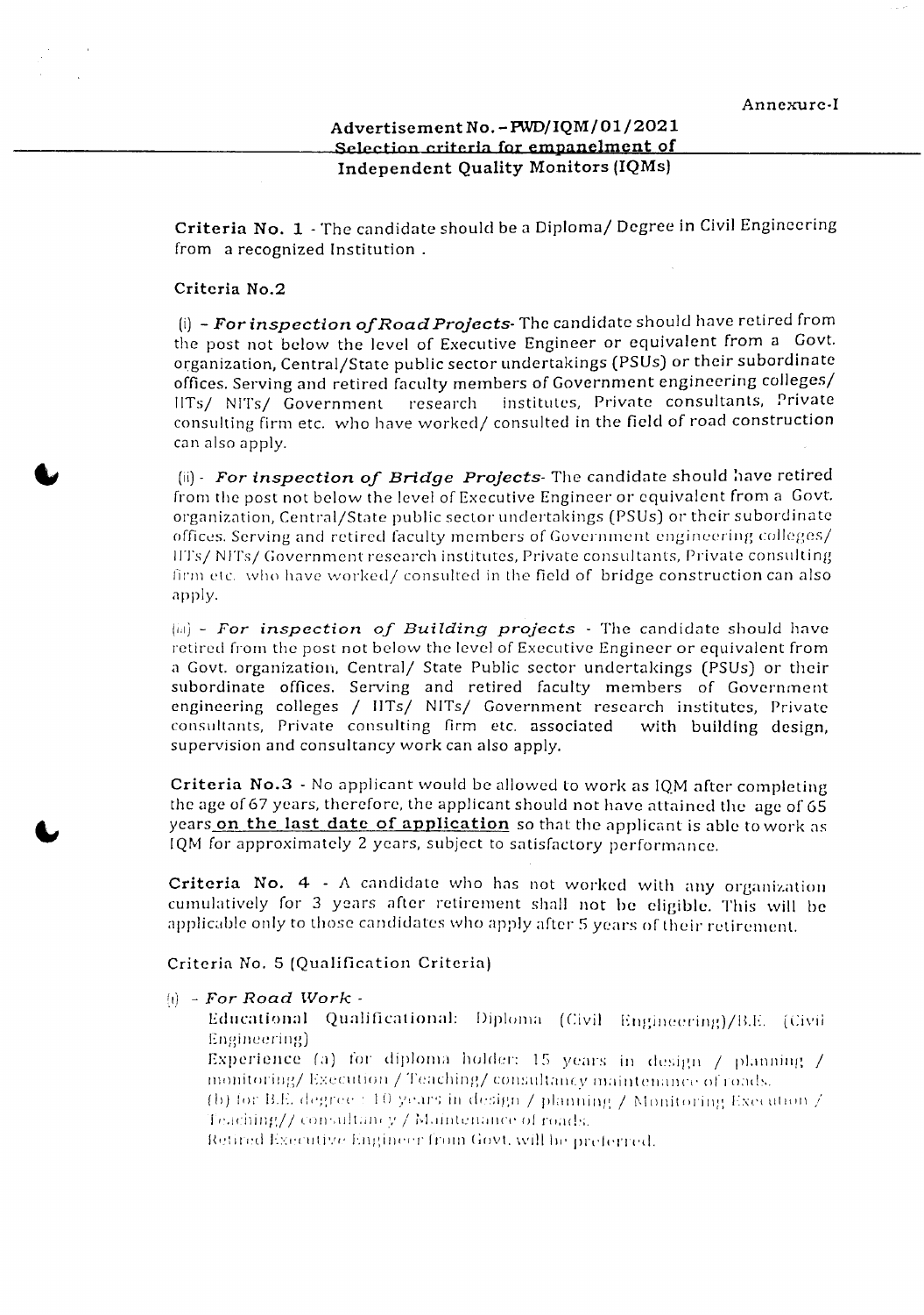Annexure-I

## Advertisement No. - PWD/IQM/01/2021

### Selection criteria for empanelment of Independent Quality Monitors (IQMs)

**Criteria No. 1** - The candidate should be a Diploma/ Degree in Civil Engineering from a recognized Institution .

**Criteria No.2**

(i) - ***For inspection of Road Projects***- The candidate should have retired from the post not below the level of Executive Engineer or equivalent from a Govt. organization, Central/State public sector undertakings (PSUs) or their subordinate offices. Serving and retired faculty members of Government engineering colleges/ IITs/ NITs/ Government research institutes, Private consultants, Private consulting firm etc. who have worked/ consulted in the field of road construction can also apply.

(ii) - ***For inspection of Bridge Projects***- The candidate should have retired from the post not below the level of Executive Engineer or equivalent from a Govt. organization, Central/State public sector undertakings (PSUs) or their subordinate offices. Serving and retired faculty members of Government engineering colleges/ IITs/ NITs/ Government research institutes, Private consultants, Private consulting firm etc. who have worked/ consulted in the field of bridge construction can also apply.

(iii) - ***For inspection of Building projects*** - The candidate should have retired from the post not below the level of Executive Engineer or equivalent from a Govt. organization, Central/ State Public sector undertakings (PSUs) or their subordinate offices. Serving and retired faculty members of Government engineering colleges / IITs/ NITs/ Government research institutes, Private consultants, Private consulting firm etc. associated with building design, supervision and consultancy work can also apply.

**Criteria No.3** - No applicant would be allowed to work as IQM after completing the age of 67 years, therefore, the applicant should not have attained the age of 65 years **on the last date of application** so that the applicant is able to work as IQM for approximately 2 years, subject to satisfactory performance.

**Criteria No. 4** - A candidate who has not worked with any organization cumulatively for 3 years after retirement shall not be eligible. This will be applicable only to those candidates who apply after 5 years of their retirement.

**Criteria No. 5 (Qualification Criteria)**

(i) - ***For Road Work*** -

Educational Qualificational: Diploma (Civil Engineering)/B.E. (Civil Engineering)

Experience (a) for diploma holder: 15 years in design / planning / monitoring/ Execution / Teaching/ consultancy maintenance of roads.

(b) for B.E. degree - 10 years in design / planning / Monitoring Execution / Teaching// consultancy / Maintenance of roads.

Retired Executive Engineer from Govt. will be preferred.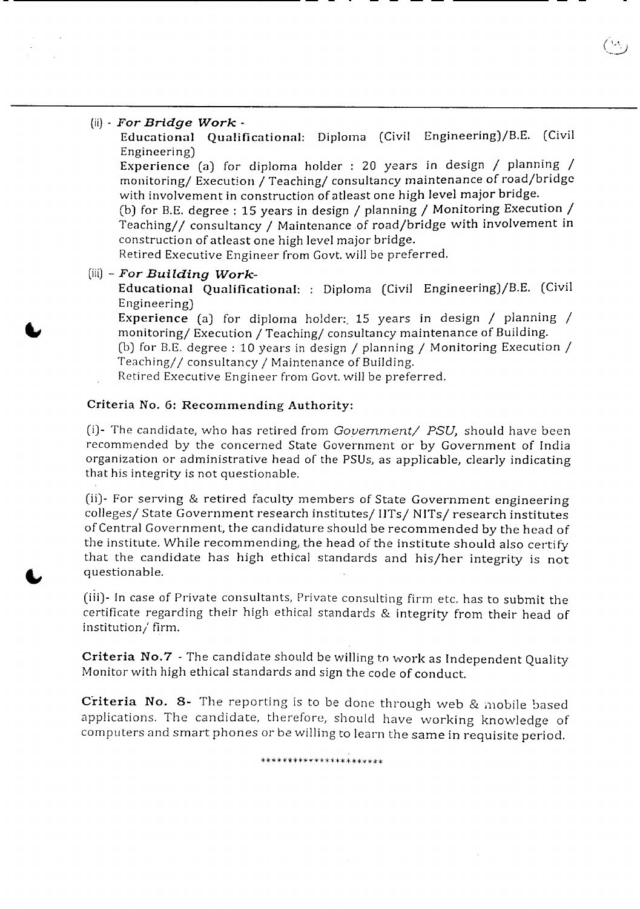(ii) - ***For Bridge Work*** -

**Educational Qualificational:** Diploma (Civil Engineering)/B.E. (Civil Engineering)

**Experience** (a) for diploma holder : 20 years in design / planning / monitoring/ Execution / Teaching/ consultancy maintenance of road/bridge with involvement in construction of atleast one high level major bridge.

(b) for B.E. degree : 15 years in design / planning / Monitoring Execution / Teaching// consultancy / Maintenance of road/bridge with involvement in construction of atleast one high level major bridge.

Retired Executive Engineer from Govt. will be preferred.

(iii) - ***For Building Work***-

**Educational Qualificational:** : Diploma (Civil Engineering)/B.E. (Civil Engineering)

**Experience** (a) for diploma holder:. 15 years in design / planning / monitoring/ Execution / Teaching/ consultancy maintenance of Building.

(b) for B.E. degree : 10 years in design / planning / Monitoring Execution / Teaching// consultancy / Maintenance of Building.

Retired Executive Engineer from Govt. will be preferred.

**Criteria No. 6: Recommending Authority:**

(i)- The candidate, who has retired from *Government/ PSU,* should have been recommended by the concerned State Government or by Government of India organization or administrative head of the PSUs, as applicable, clearly indicating that his integrity is not questionable.

(ii)- For serving & retired faculty members of State Government engineering colleges/ State Government research institutes/ IITs/ NITs/ research institutes of Central Government, the candidature should be recommended by the head of the institute. While recommending, the head of the institute should also certify that the candidate has high ethical standards and his/her integrity is not questionable.

(iii)- In case of Private consultants, Private consulting firm etc. has to submit the certificate regarding their high ethical standards & integrity from their head of institution/ firm.

**Criteria No.7** - The candidate should be willing to work as Independent Quality Monitor with high ethical standards and sign the code of conduct.

**Criteria No. 8-** The reporting is to be done through web & mobile based applications. The candidate, therefore, should have working knowledge of computers and smart phones or be willing to learn the same in requisite period.

**********************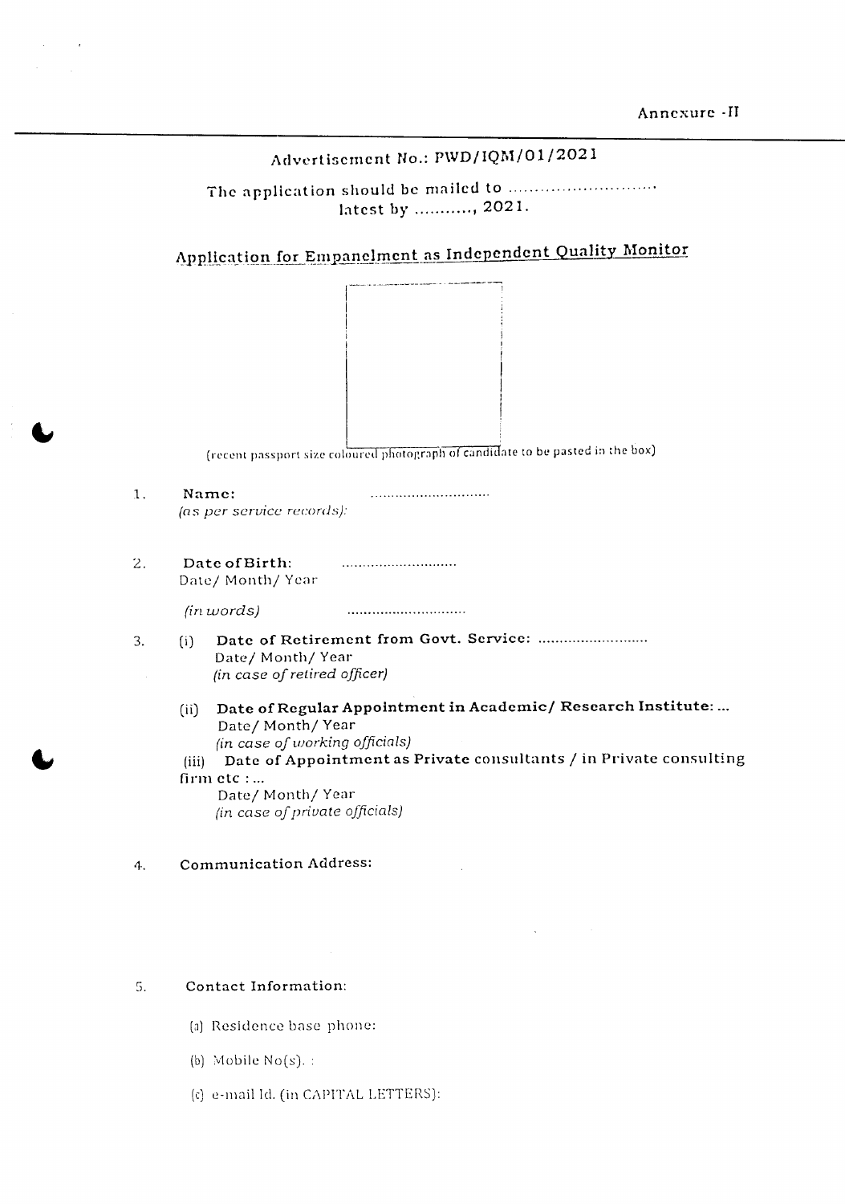Annexure -II

Advertisement No.: PWD/IQM/01/2021

The application should be mailed to ............................
latest by .........., 2021.

## Application for Empanelment as Independent Quality Monitor

(recent passport size coloured photograph of candidate to be pasted in the box)

1. **Name:** ............................
*(as per service records):*

2. **Date of Birth:** ............................
Date/ Month/ Year

*(in words)* ............................

3. (i) **Date of Retirement from Govt. Service:** ..........................
Date/ Month/ Year
*(in case of retired officer)*

(ii) **Date of Regular Appointment in Academic/ Research Institute:** ...
Date/ Month/ Year
*(in case of working officials)*

(iii) **Date of Appointment as Private consultants / in Private consulting firm etc :** ...
Date/ Month/ Year
*(in case of private officials)*

4. **Communication Address:**

5. **Contact Information:**

(a) Residence base phone:

(b) Mobile No(s). :

(c) e-mail Id. (in CAPITAL LETTERS):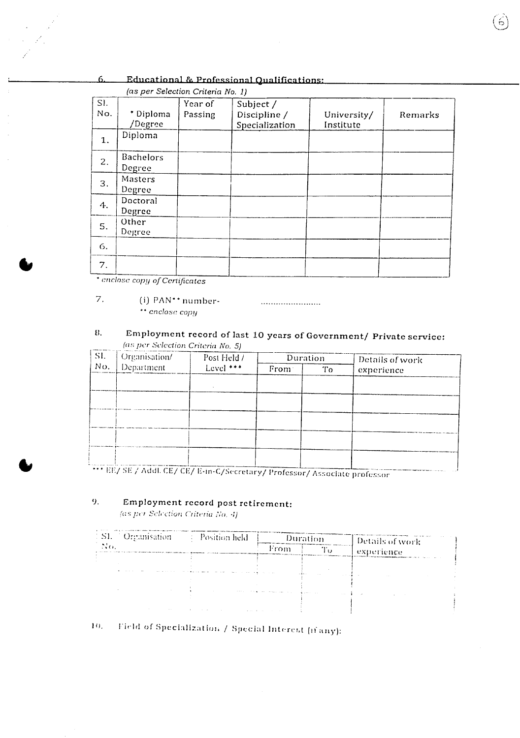## 6. Educational & Professional Qualifications:

*(as per Selection Criteria No. 1)*

| Sl. No. | * Diploma /Degree | Year of Passing | Subject / Discipline / Specialization | University/ Institute | Remarks |
|---|---|---|---|---|---|
| 1. | Diploma | | | | |
| 2. | Bachelors Degree | | | | |
| 3. | Masters Degree | | | | |
| 4. | Doctoral Degree | | | | |
| 5. | Other Degree | | | | |
| 6. | | | | | |
| 7. | | | | | |

* *enclose copy of Certificates*

7. (i) PAN** number- ........................

** *enclose copy*

## 8. Employment record of last 10 years of Government/ Private service:

*(as per Selection Criteria No. 5)*

| Sl. No. | Organisation/ Department | Post Held / Level *** | Duration | | Details of work experience |
|---|---|---|---|---|---|
| | | | From | To | |
| | | | | | |
| | | | | | |
| | | | | | |
| | | | | | |
| | | | | | |

*** EE/ SE / Addl. CE/ CE/ E-in-C/Secretary/ Professor/ Associate professor

## 9. Employment record post retirement:

*(as per Selection Criteria No. 4)*

| Sl. No. | Organisation | Position held | Duration | | Details of work experience |
|---|---|---|---|---|---|
| | | | From | To | |
| | | | | | |
| | | | | | |
| | | | | | |

10. Field of Specialization / Special Interest (if any):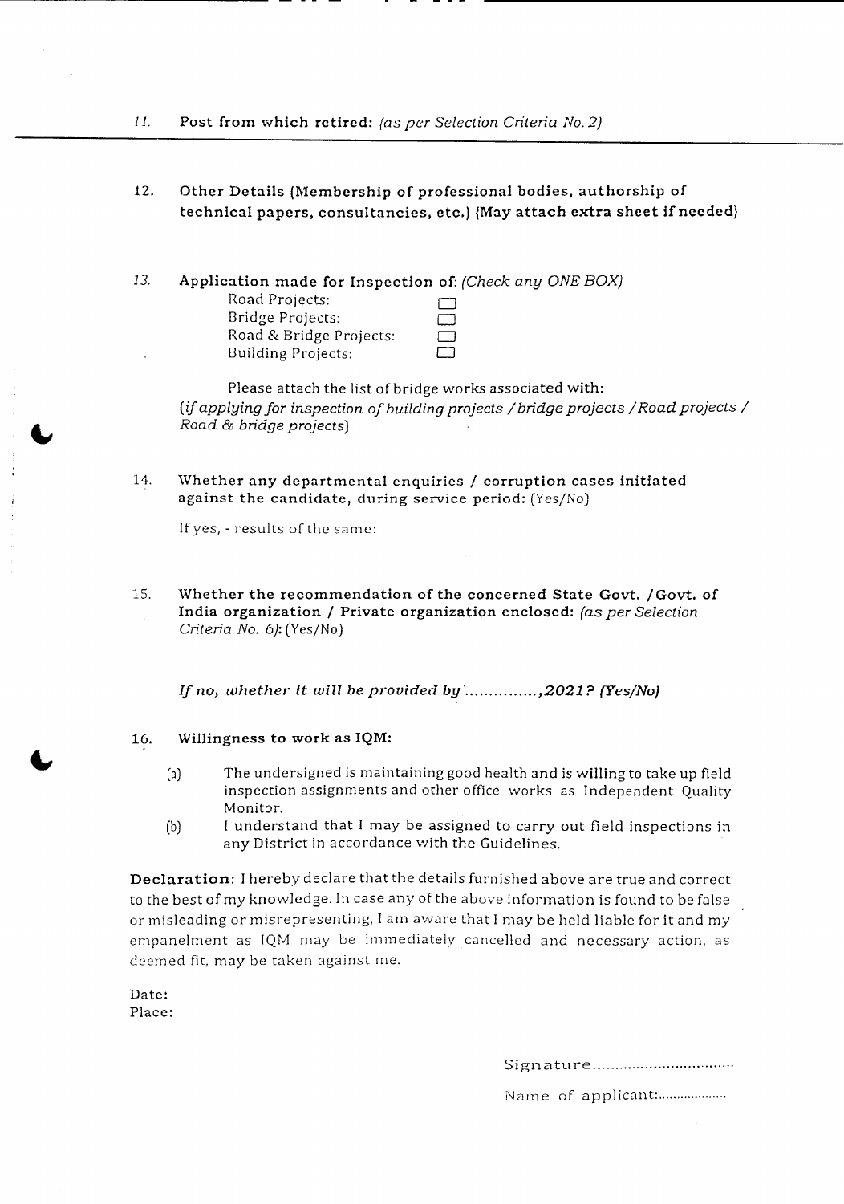11. **Post from which retired:** *(as per Selection Criteria No. 2)*

12. **Other Details (Membership of professional bodies, authorship of technical papers, consultancies, etc.) (May attach extra sheet if needed)**

13. **Application made for Inspection of:** *(Check any ONE BOX)*

    | | |
    |---|---|
    | Road Projects: | ☐ |
    | Bridge Projects: | ☐ |
    | Road & Bridge Projects: | ☐ |
    | Building Projects: | ☐ |

    Please attach the list of bridge works associated with:
    *(if applying for inspection of building projects / bridge projects / Road projects / Road & bridge projects)*

14. **Whether any departmental enquiries / corruption cases initiated against the candidate, during service period:** (Yes/No)

    If yes, - results of the same:

15. **Whether the recommendation of the concerned State Govt. / Govt. of India organization / Private organization enclosed:** *(as per Selection Criteria No. 6)***:** (Yes/No)

    ***If no, whether it will be provided by ..............., 2021? (Yes/No)***

16. **Willingness to work as IQM:**

    (a) The undersigned is maintaining good health and is willing to take up field inspection assignments and other office works as Independent Quality Monitor.

    (b) I understand that I may be assigned to carry out field inspections in any District in accordance with the Guidelines.

**Declaration:** I hereby declare that the details furnished above are true and correct to the best of my knowledge. In case any of the above information is found to be false or misleading or misrepresenting, I am aware that I may be held liable for it and my empanelment as IQM may be immediately cancelled and necessary action, as deemed fit, may be taken against me.

**Date:**
**Place:**

Signature.................................

Name of applicant:..................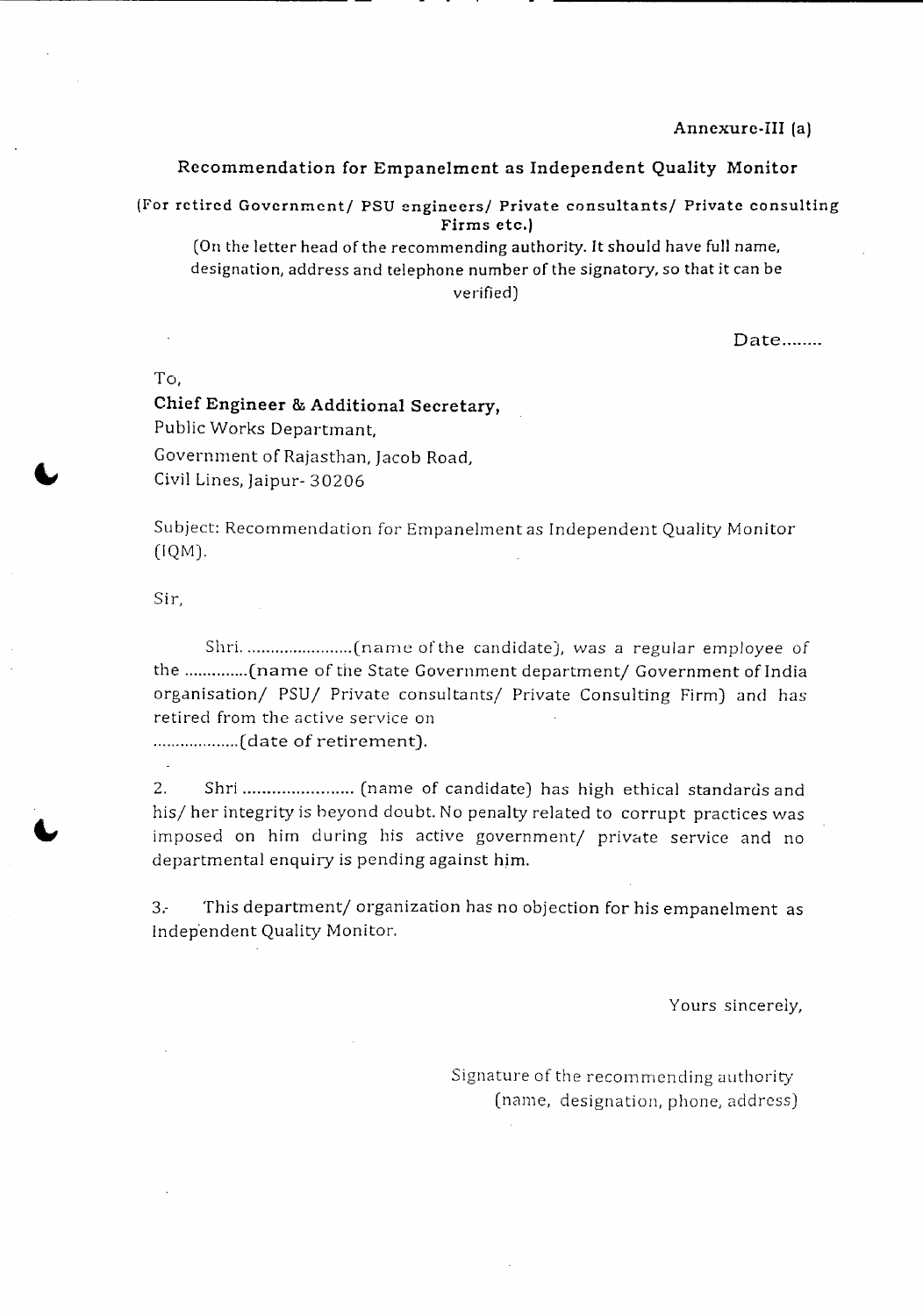Annexure-III (a)

## Recommendation for Empanelment as Independent Quality Monitor

**(For retired Government/ PSU engineers/ Private consultants/ Private consulting Firms etc.)**

(On the letter head of the recommending authority. It should have full name, designation, address and telephone number of the signatory, so that it can be verified)

Date........

To,

**Chief Engineer & Additional Secretary,**
Public Works Departmant,
Government of Rajasthan, Jacob Road,
Civil Lines, Jaipur- 30206

Subject: Recommendation for Empanelment as Independent Quality Monitor (IQM).

Sir,

Shri. .......................(name of the candidate), was a regular employee of the ..............(name of the State Government department/ Government of India organisation/ PSU/ Private consultants/ Private Consulting Firm) and has retired from the active service on ...................(date of retirement).

2. Shri ........................ (name of candidate) has high ethical standards and his/ her integrity is beyond doubt. No penalty related to corrupt practices was imposed on him during his active government/ private service and no departmental enquiry is pending against him.

3. This department/ organization has no objection for his empanelment as Independent Quality Monitor.

Yours sincerely,

Signature of the recommending authority
(name, designation, phone, address)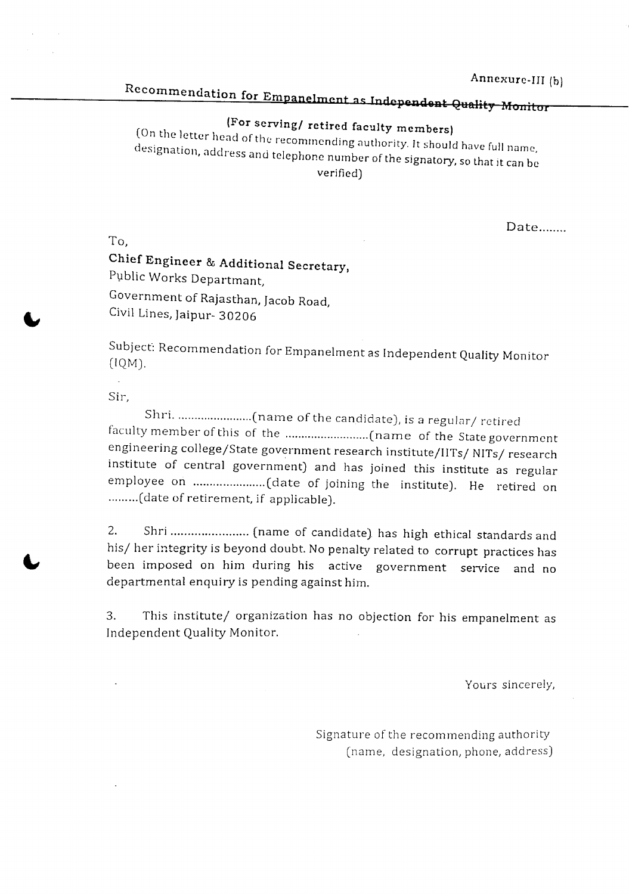Annexure-III (b)

## Recommendation for Empanelment as Independent Quality Monitor

**(For serving/ retired faculty members)**

(On the letter head of the recommending authority. It should have full name, designation, address and telephone number of the signatory, so that it can be verified)

Date........

To,

**Chief Engineer & Additional Secretary,**
Public Works Departmant,
Government of Rajasthan, Jacob Road,
Civil Lines, Jaipur- 30206

Subject: Recommendation for Empanelment as Independent Quality Monitor (IQM).

Sir,

Shri. .......................(name of the candidate), is a regular/ retired faculty member of this of the ..........................(name of the State government engineering college/State government research institute/IITs/ NITs/ research institute of central government) and has joined this institute as regular employee on ......................(date of joining the institute). He retired on .........(date of retirement, if applicable).

2. Shri ....................... (name of candidate) has high ethical standards and his/ her integrity is beyond doubt. No penalty related to corrupt practices has been imposed on him during his active government service and no departmental enquiry is pending against him.

3. This institute/ organization has no objection for his empanelment as Independent Quality Monitor.

Yours sincerely,

Signature of the recommending authority
(name, designation, phone, address)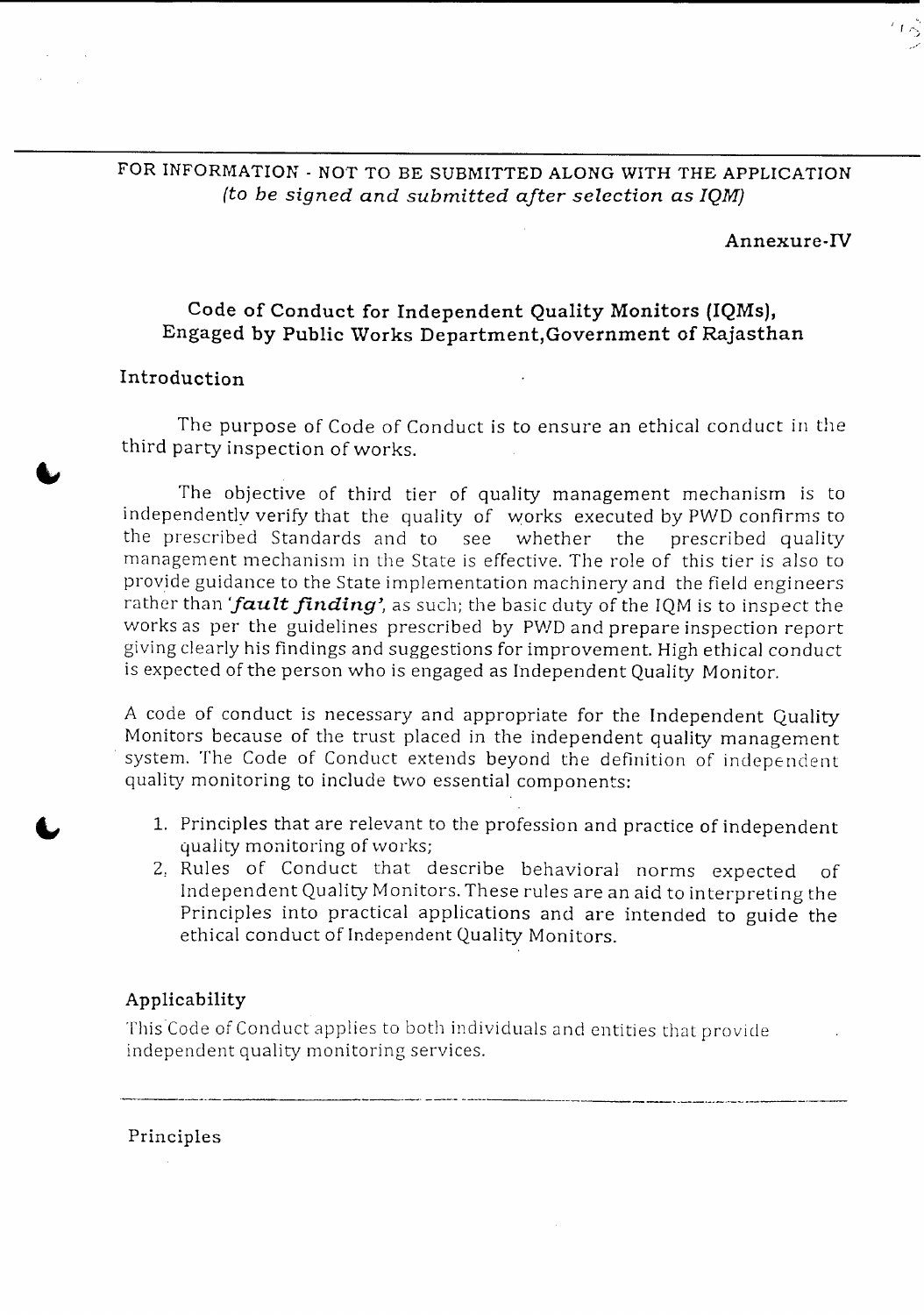FOR INFORMATION - NOT TO BE SUBMITTED ALONG WITH THE APPLICATION
*(to be signed and submitted after selection as IQM)*

**Annexure-IV**

## Code of Conduct for Independent Quality Monitors (IQMs), Engaged by Public Works Department,Government of Rajasthan

### Introduction

The purpose of Code of Conduct is to ensure an ethical conduct in the third party inspection of works.

The objective of third tier of quality management mechanism is to independently verify that the quality of works executed by PWD confirms to the prescribed Standards and to see whether the prescribed quality management mechanism in the State is effective. The role of this tier is also to provide guidance to the State implementation machinery and the field engineers rather than ***'fault finding'***, as such; the basic duty of the IQM is to inspect the works as per the guidelines prescribed by PWD and prepare inspection report giving clearly his findings and suggestions for improvement. High ethical conduct is expected of the person who is engaged as Independent Quality Monitor.

A code of conduct is necessary and appropriate for the Independent Quality Monitors because of the trust placed in the independent quality management system. The Code of Conduct extends beyond the definition of independent quality monitoring to include two essential components:

1. Principles that are relevant to the profession and practice of independent quality monitoring of works;
2. Rules of Conduct that describe behavioral norms expected of Independent Quality Monitors. These rules are an aid to interpreting the Principles into practical applications and are intended to guide the ethical conduct of Independent Quality Monitors.

### Applicability

This Code of Conduct applies to both individuals and entities that provide independent quality monitoring services.

---

Principles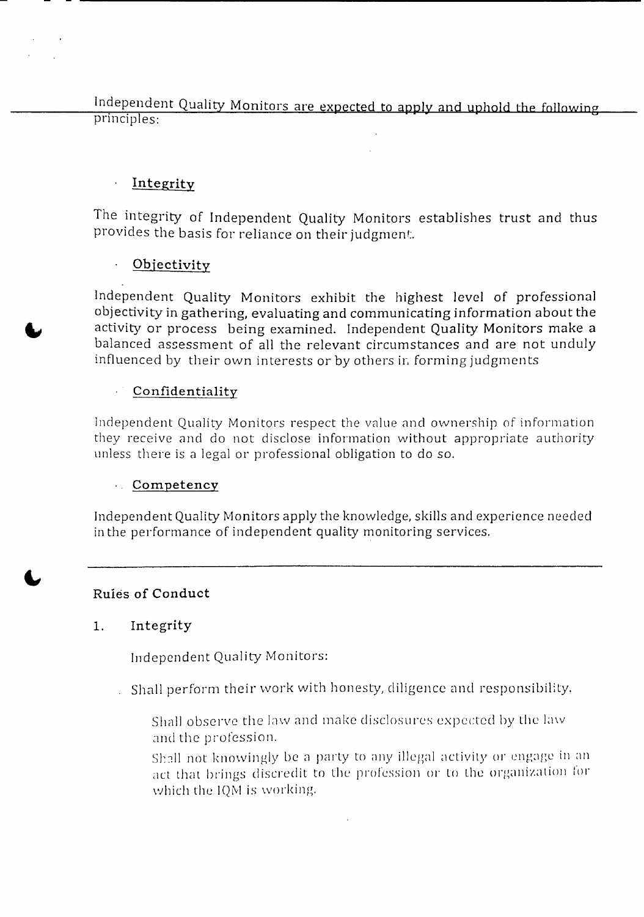Independent Quality Monitors are expected to apply and uphold the following principles:

- **Integrity**

The integrity of Independent Quality Monitors establishes trust and thus provides the basis for reliance on their judgment.

- **Objectivity**

Independent Quality Monitors exhibit the highest level of professional objectivity in gathering, evaluating and communicating information about the activity or process being examined. Independent Quality Monitors make a balanced assessment of all the relevant circumstances and are not unduly influenced by their own interests or by others in forming judgments

- **Confidentiality**

Independent Quality Monitors respect the value and ownership of information they receive and do not disclose information without appropriate authority unless there is a legal or professional obligation to do so.

- **Competency**

Independent Quality Monitors apply the knowledge, skills and experience needed in the performance of independent quality monitoring services.

---

**Rules of Conduct**

1. **Integrity**

Independent Quality Monitors:

- Shall perform their work with honesty, diligence and responsibility.
- Shall observe the law and make disclosures expected by the law and the profession.
- Shall not knowingly be a party to any illegal activity or engage in an act that brings discredit to the profession or to the organization for which the IQM is working.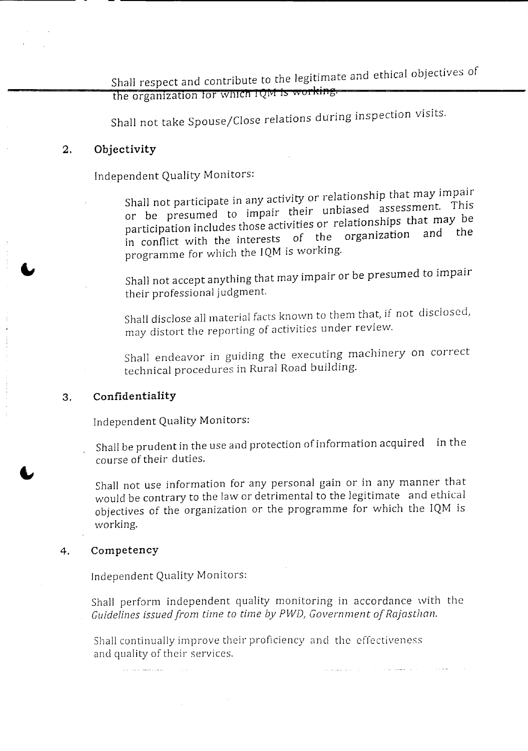Shall respect and contribute to the legitimate and ethical objectives of the organization for which IQM is working.

Shall not take Spouse/Close relations during inspection visits.

## 2. Objectivity

Independent Quality Monitors:

Shall not participate in any activity or relationship that may impair or be presumed to impair their unbiased assessment. This participation includes those activities or relationships that may be in conflict with the interests of the organization and the programme for which the IQM is working.

Shall not accept anything that may impair or be presumed to impair their professional judgment.

Shall disclose all material facts known to them that, if not disclosed, may distort the reporting of activities under review.

Shall endeavor in guiding the executing machinery on correct technical procedures in Rural Road building.

## 3. Confidentiality

Independent Quality Monitors:

Shall be prudent in the use and protection of information acquired in the course of their duties.

Shall not use information for any personal gain or in any manner that would be contrary to the law or detrimental to the legitimate and ethical objectives of the organization or the programme for which the IQM is working.

## 4. Competency

Independent Quality Monitors:

Shall perform independent quality monitoring in accordance with the *Guidelines issued from time to time by PWD, Government of Rajasthan.*

Shall continually improve their proficiency and the effectiveness and quality of their services.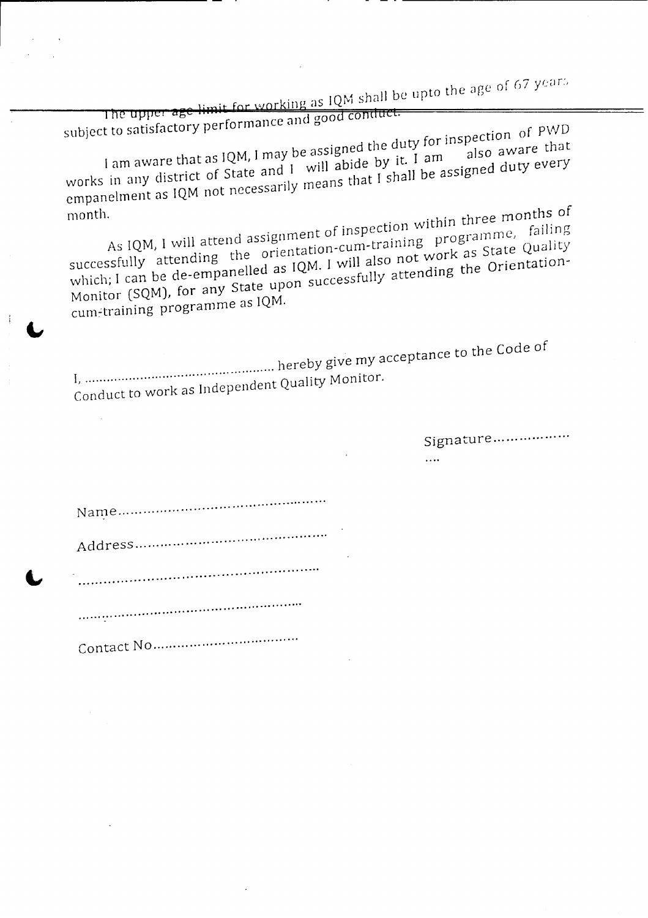The upper age limit for working as IQM shall be upto the age of 67 years subject to satisfactory performance and good conduct.

I am aware that as IQM, I may be assigned the duty for inspection of PWD works in any district of State and I will abide by it. I am also aware that empanelment as IQM not necessarily means that I shall be assigned duty every month.

As IQM, I will attend assignment of inspection within three months of successfully attending the orientation-cum-training programme, failing which; I can be de-empanelled as IQM. I will also not work as State Quality Monitor (SQM), for any State upon successfully attending the Orientation-cum-training programme as IQM.

I, ................................................ hereby give my acceptance to the Code of Conduct to work as Independent Quality Monitor.

Signature......................

Name................................................

Address............................................

......................................................

......................................................

Contact No....................................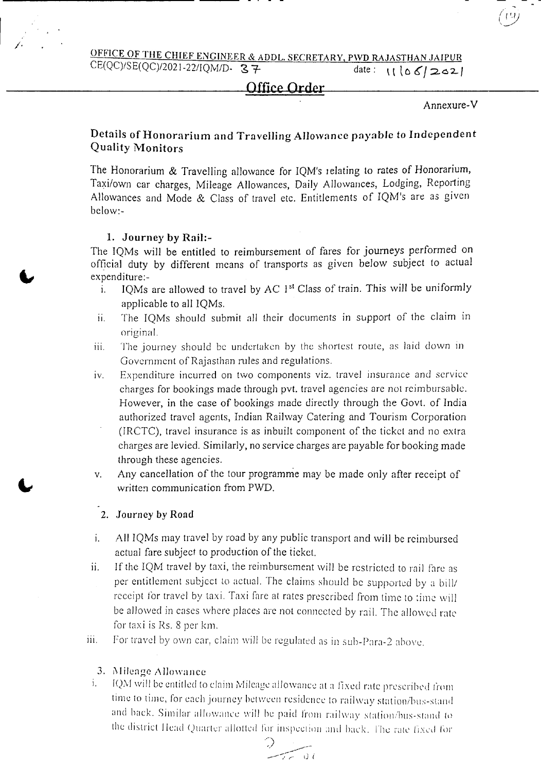OFFICE OF THE CHIEF ENGINEER & ADDL. SECRETARY, PWD RAJASTHAN JAIPUR

CE(QC)/SE(QC)/2021-22/IQM/D- 37 date: 11/06/2021

# Office Order

Annexure-V

## Details of Honorarium and Travelling Allowance payable to Independent Quality Monitors

The Honorarium & Travelling allowance for IQM's relating to rates of Honorarium, Taxi/own car charges, Mileage Allowances, Daily Allowances, Lodging, Reporting Allowances and Mode & Class of travel etc. Entitlements of IQM's are as given below:-

### 1. Journey by Rail:-

The IQMs will be entitled to reimbursement of fares for journeys performed on official duty by different means of transports as given below subject to actual expenditure:-

i. IQMs are allowed to travel by AC 1st Class of train. This will be uniformly applicable to all IQMs.

ii. The IQMs should submit all their documents in support of the claim in original.

iii. The journey should be undertaken by the shortest route, as laid down in Government of Rajasthan rules and regulations.

iv. Expenditure incurred on two components viz. travel insurance and service charges for bookings made through pvt. travel agencies are not reimbursable. However, in the case of bookings made directly through the Govt. of India authorized travel agents, Indian Railway Catering and Tourism Corporation (IRCTC), travel insurance is as inbuilt component of the ticket and no extra charges are levied. Similarly, no service charges are payable for booking made through these agencies.

v. Any cancellation of the tour programme may be made only after receipt of written communication from PWD.

### 2. Journey by Road

i. All IQMs may travel by road by any public transport and will be reimbursed actual fare subject to production of the ticket.

ii. If the IQM travel by taxi, the reimbursement will be restricted to rail fare as per entitlement subject to actual. The claims should be supported by a bill/ receipt for travel by taxi. Taxi fare at rates prescribed from time to time will be allowed in cases where places are not connected by rail. The allowed rate for taxi is Rs. 8 per km.

iii. For travel by own car, claim will be regulated as in sub-Para-2 above.

### 3. Mileage Allowance

i. IQM will be entitled to claim Mileage allowance at a fixed rate prescribed from time to time, for each journey between residence to railway station/bus-stand and back. Similar allowance will be paid from railway station/bus-stand to the district Head Quarter allotted for inspection and back. The rate fixed for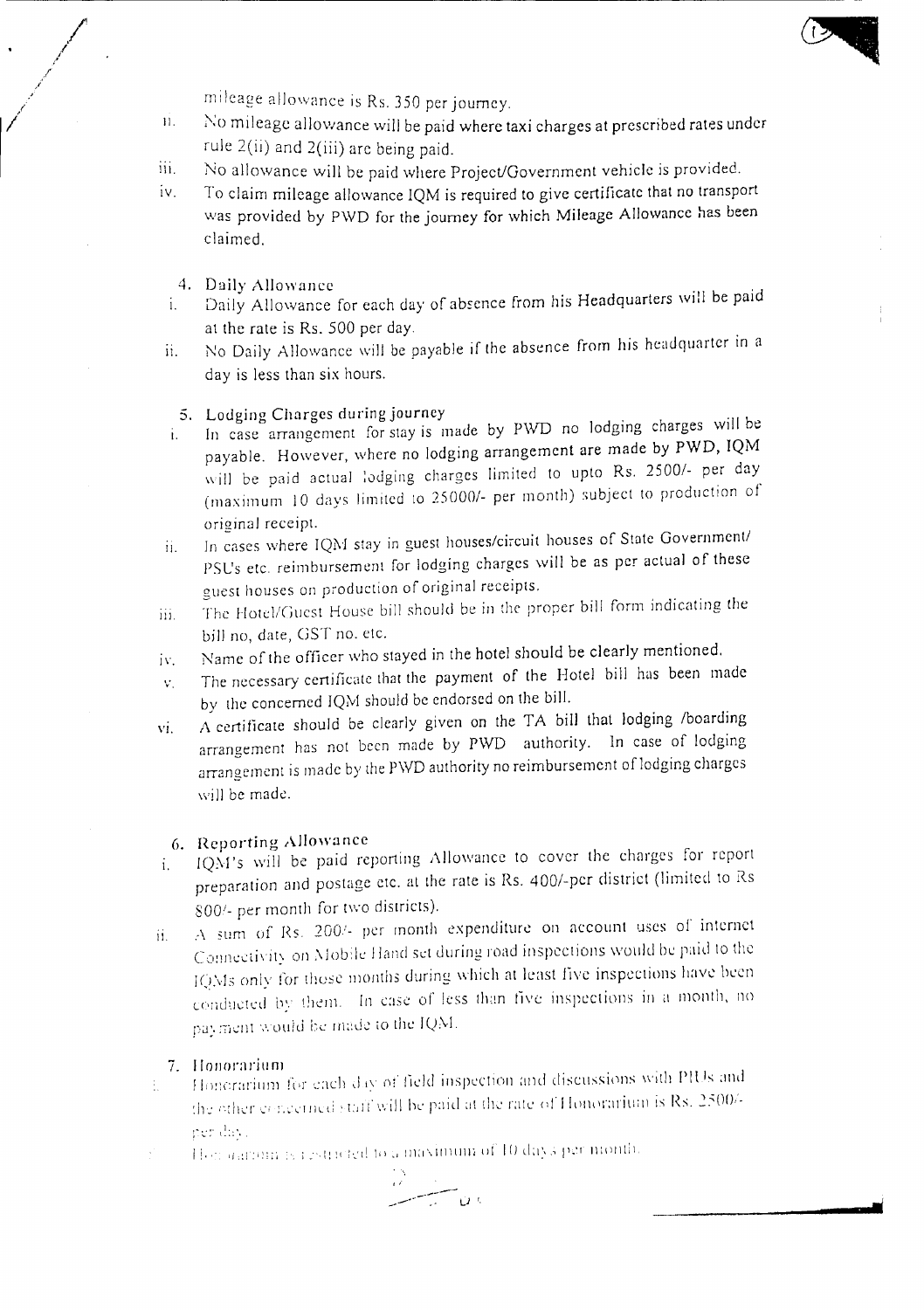mileage allowance is Rs. 350 per journey.

ii. No mileage allowance will be paid where taxi charges at prescribed rates under rule 2(ii) and 2(iii) are being paid.

iii. No allowance will be paid where Project/Government vehicle is provided.

iv. To claim mileage allowance IQM is required to give certificate that no transport was provided by PWD for the journey for which Mileage Allowance has been claimed.

4. Daily Allowance

i. Daily Allowance for each day of absence from his Headquarters will be paid at the rate is Rs. 500 per day.

ii. No Daily Allowance will be payable if the absence from his headquarter in a day is less than six hours.

5. Lodging Charges during journey

i. In case arrangement for stay is made by PWD no lodging charges will be payable. However, where no lodging arrangement are made by PWD, IQM will be paid actual lodging charges limited to upto Rs. 2500/- per day (maximum 10 days limited to 25000/- per month) subject to production of original receipt.

ii. In cases where IQM stay in guest houses/circuit houses of State Government/ PSU's etc. reimbursement for lodging charges will be as per actual of these guest houses on production of original receipts.

iii. The Hotel/Guest House bill should be in the proper bill form indicating the bill no, date, GST no. etc.

iv. Name of the officer who stayed in the hotel should be clearly mentioned.

v. The necessary certificate that the payment of the Hotel bill has been made by the concerned IQM should be endorsed on the bill.

vi. A certificate should be clearly given on the TA bill that lodging /boarding arrangement has not been made by PWD authority. In case of lodging arrangement is made by the PWD authority no reimbursement of lodging charges will be made.

6. Reporting Allowance

i. IQM's will be paid reporting Allowance to cover the charges for report preparation and postage etc. at the rate is Rs. 400/-per district (limited to Rs 800/- per month for two districts).

ii. A sum of Rs. 200/- per month expenditure on account uses of internet Connectivity on Mobile Hand set during road inspections would be paid to the IQMs only for those months during which at least five inspections have been conducted by them. In case of less than five inspections in a month, no payment would be made to the IQM.

7. Honorarium

i. Honorarium for each day of field inspection and discussions with PIUs and the other concerned staff will be paid at the rate of Honorarium is Rs. 2500/- per day.

ii. Honorarium is restricted to a maximum of 10 days per month.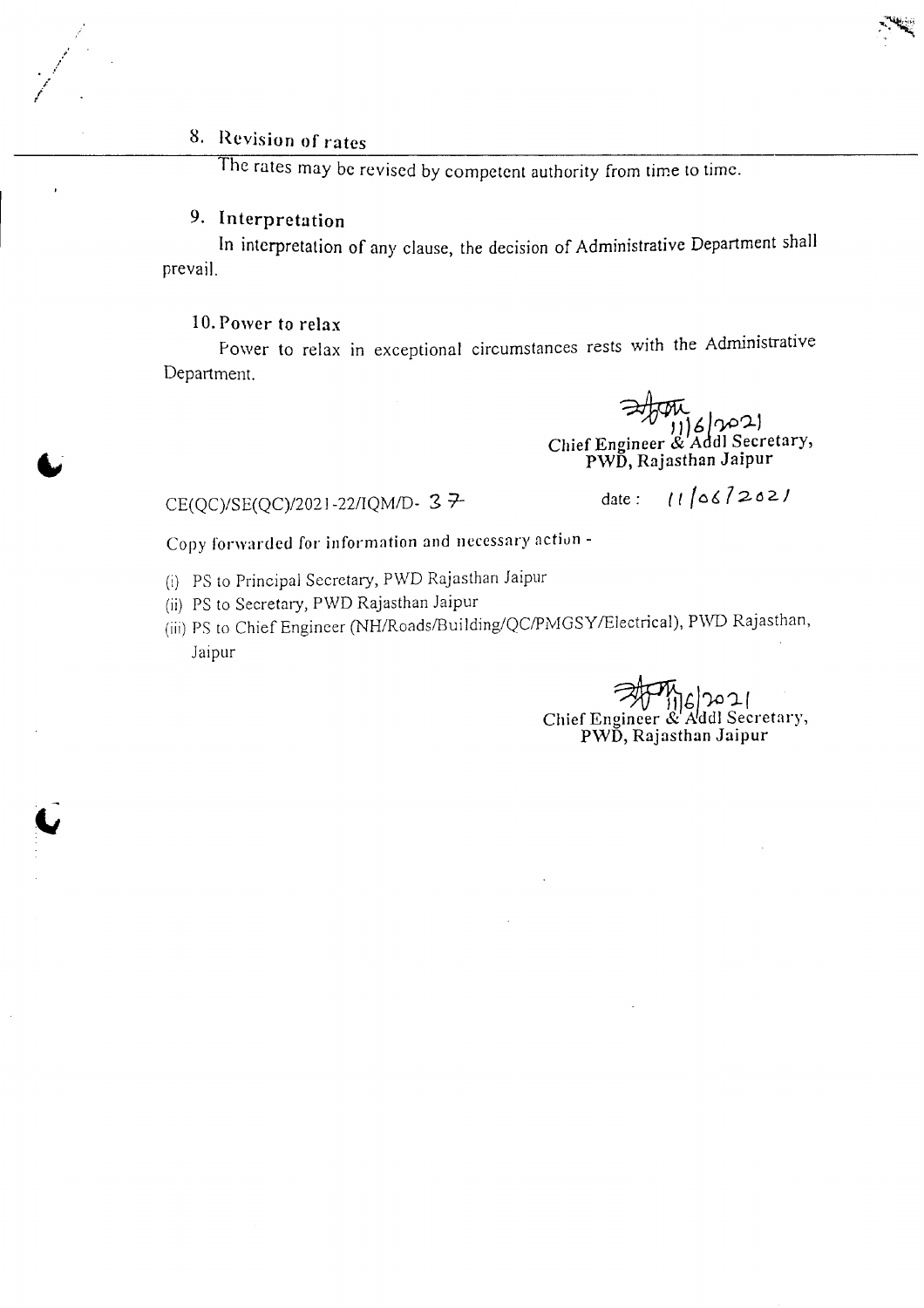## 8. Revision of rates

The rates may be revised by competent authority from time to time.

## 9. Interpretation

In interpretation of any clause, the decision of Administrative Department shall prevail.

## 10. Power to relax

Power to relax in exceptional circumstances rests with the Administrative Department.

11/6/2021
Chief Engineer & Addl Secretary,
PWD, Rajasthan Jaipur

CE(QC)/SE(QC)/2021-22/IQM/D- 37 date : 11/06/2021

Copy forwarded for information and necessary action -

(i) PS to Principal Secretary, PWD Rajasthan Jaipur
(ii) PS to Secretary, PWD Rajasthan Jaipur
(iii) PS to Chief Engineer (NH/Roads/Building/QC/PMGSY/Electrical), PWD Rajasthan, Jaipur

11/6/2021
Chief Engineer & Addl Secretary,
PWD, Rajasthan Jaipur